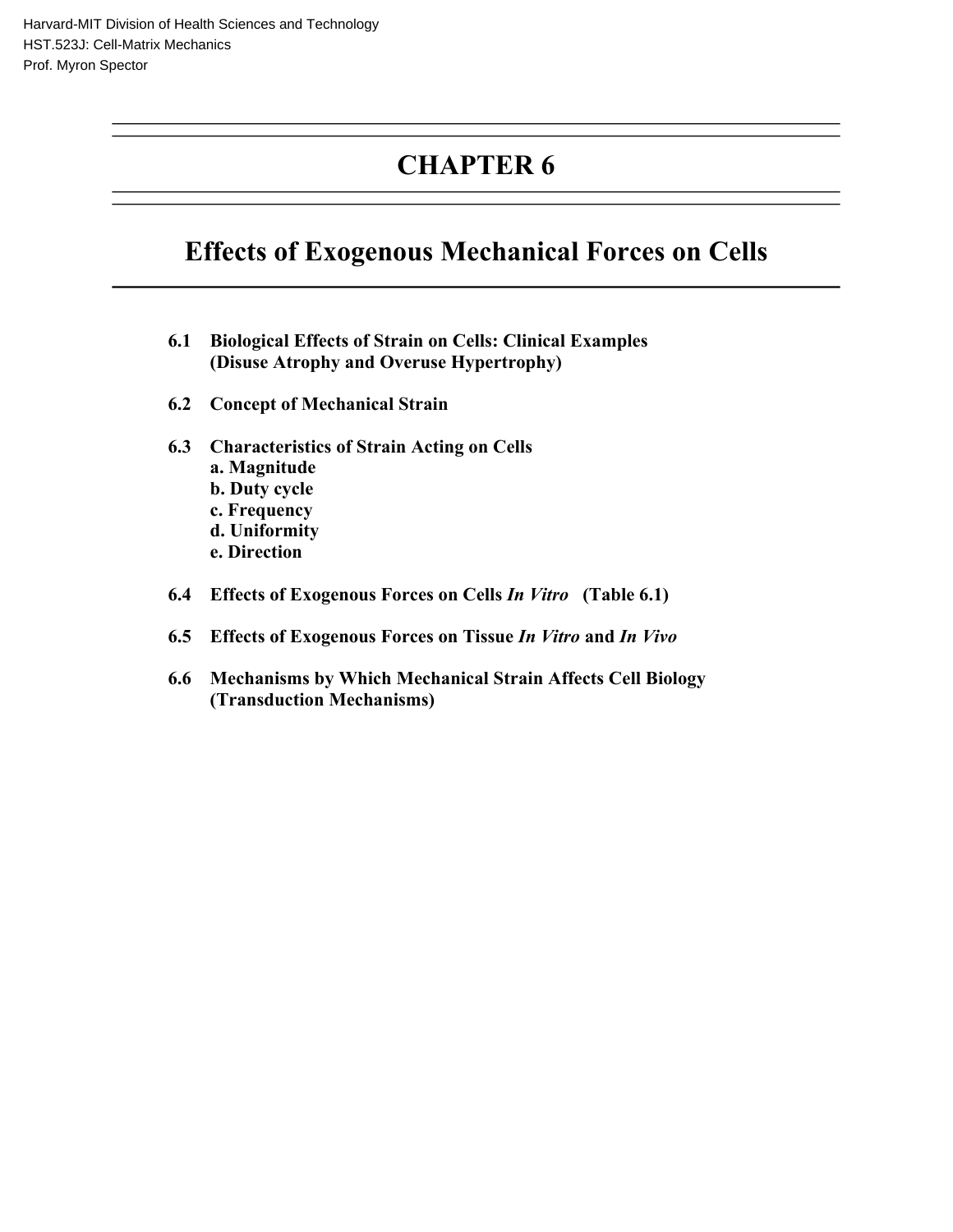Harvard-MIT Division of Health Sciences and Technology
HST.523J: Cell-Matrix Mechanics
Prof. Myron Spector

# CHAPTER 6

## Effects of Exogenous Mechanical Forces on Cells

**6.1 Biological Effects of Strain on Cells: Clinical Examples (Disuse Atrophy and Overuse Hypertrophy)**

**6.2 Concept of Mechanical Strain**

**6.3 Characteristics of Strain Acting on Cells**
- **a. Magnitude**
- **b. Duty cycle**
- **c. Frequency**
- **d. Uniformity**
- **e. Direction**

**6.4 Effects of Exogenous Forces on Cells *In Vitro* (Table 6.1)**

**6.5 Effects of Exogenous Forces on Tissue *In Vitro* and *In Vivo***

**6.6 Mechanisms by Which Mechanical Strain Affects Cell Biology (Transduction Mechanisms)**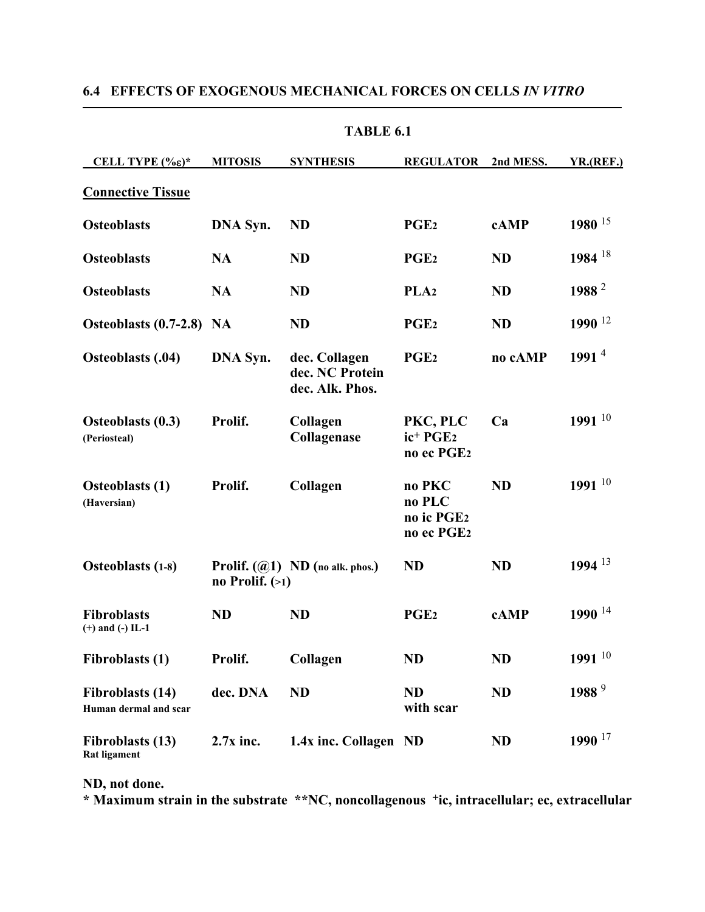## 6.4 EFFECTS OF EXOGENOUS MECHANICAL FORCES ON CELLS *IN VITRO*

**TABLE 6.1**

| CELL TYPE (%ε)* | MITOSIS | SYNTHESIS | REGULATOR | 2nd MESS. | YR.(REF.) |
|---|---|---|---|---|---|
| **Connective Tissue** | | | | | |
| **Osteoblasts** | **DNA Syn.** | **ND** | **$PGE_2$** | **cAMP** | **1980** [15] |
| **Osteoblasts** | **NA** | **ND** | **$PGE_2$** | **ND** | **1984** [18] |
| **Osteoblasts** | **NA** | **ND** | **$PLA_2$** | **ND** | **1988** [2] |
| **Osteoblasts (0.7-2.8)** | **NA** | **ND** | **$PGE_2$** | **ND** | **1990** [12] |
| **Osteoblasts (.04)** | **DNA Syn.** | **dec. Collagen dec. NC Protein dec. Alk. Phos.** | **$PGE_2$** | **no cAMP** | **1991** [4] |
| **Osteoblasts (0.3) (Periosteal)** | **Prolif.** | **Collagen Collagenase** | **PKC, PLC ic+ $PGE_2$ no ec $PGE_2$** | **Ca** | **1991** [10] |
| **Osteoblasts (1) (Haversian)** | **Prolif.** | **Collagen** | **no PKC no PLC no ic $PGE_2$ no ec $PGE_2$** | **ND** | **1991** [10] |
| **Osteoblasts (1-8)** | **Prolif. (@1) no Prolif. (>1)** | **ND (no alk. phos.)** | **ND** | **ND** | **1994** [13] |
| **Fibroblasts (+) and (-) IL-1** | **ND** | **ND** | **$PGE_2$** | **cAMP** | **1990** [14] |
| **Fibroblasts (1)** | **Prolif.** | **Collagen** | **ND** | **ND** | **1991** [10] |
| **Fibroblasts (14) Human dermal and scar** | **dec. DNA** | **ND** | **ND with scar** | **ND** | **1988** [9] |
| **Fibroblasts (13) Rat ligament** | **2.7x inc.** | **1.4x inc. Collagen** | **ND** | **ND** | **1990** [17] |

**ND, not done.**

**\* Maximum strain in the substrate \*\*NC, noncollagenous +ic, intracellular; ec, extracellular**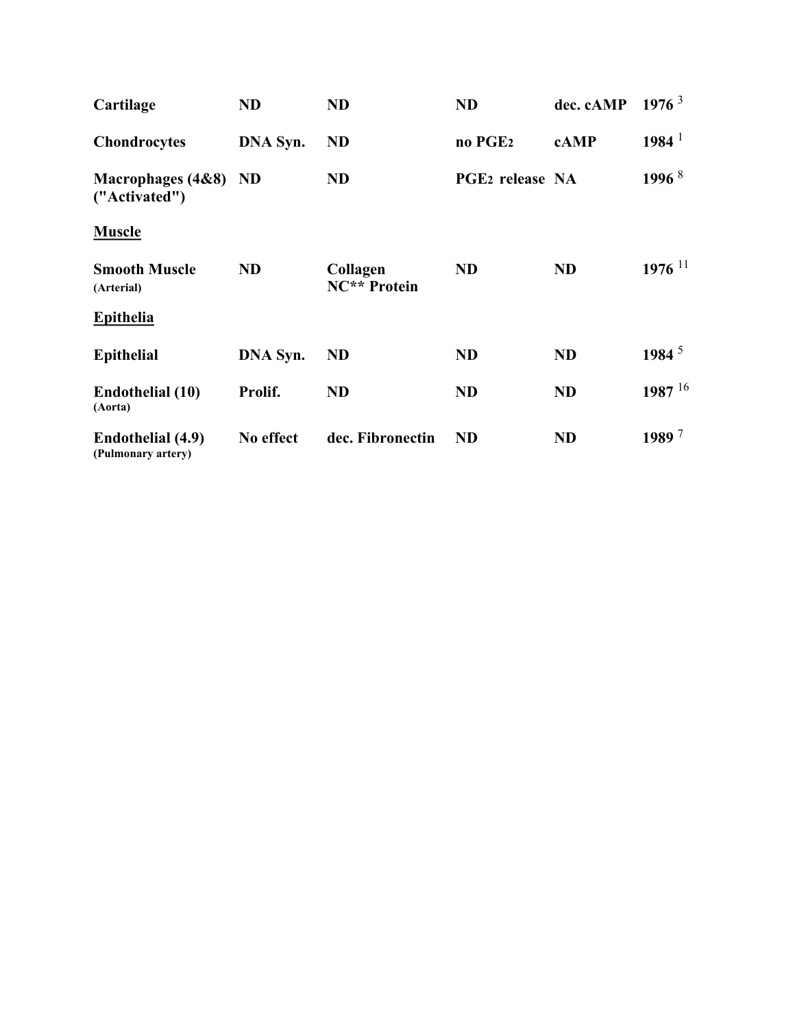| | | | | | |
|---|---|---|---|---|---|
| **Cartilage** | **ND** | **ND** | **ND** | **dec. cAMP** | **1976** [3] |
| **Chondrocytes** | **DNA Syn.** | **ND** | **no $PGE_2$** | **cAMP** | **1984** [1] |
| **Macrophages (4&8) ("Activated")** | **ND** | **ND** | **$PGE_2$ release** | **NA** | **1996** [8] |
| **<u>Muscle</u>** | | | | | |
| **Smooth Muscle (Arterial)** | **ND** | **Collagen NC** Protein** | **ND** | **ND** | **1976** [11] |
| **<u>Epithelia</u>** | | | | | |
| **Epithelial** | **DNA Syn.** | **ND** | **ND** | **ND** | **1984** [5] |
| **Endothelial (10) (Aorta)** | **Prolif.** | **ND** | **ND** | **ND** | **1987** [16] |
| **Endothelial (4.9) (Pulmonary artery)** | **No effect** | **dec. Fibronectin** | **ND** | **ND** | **1989** [7] |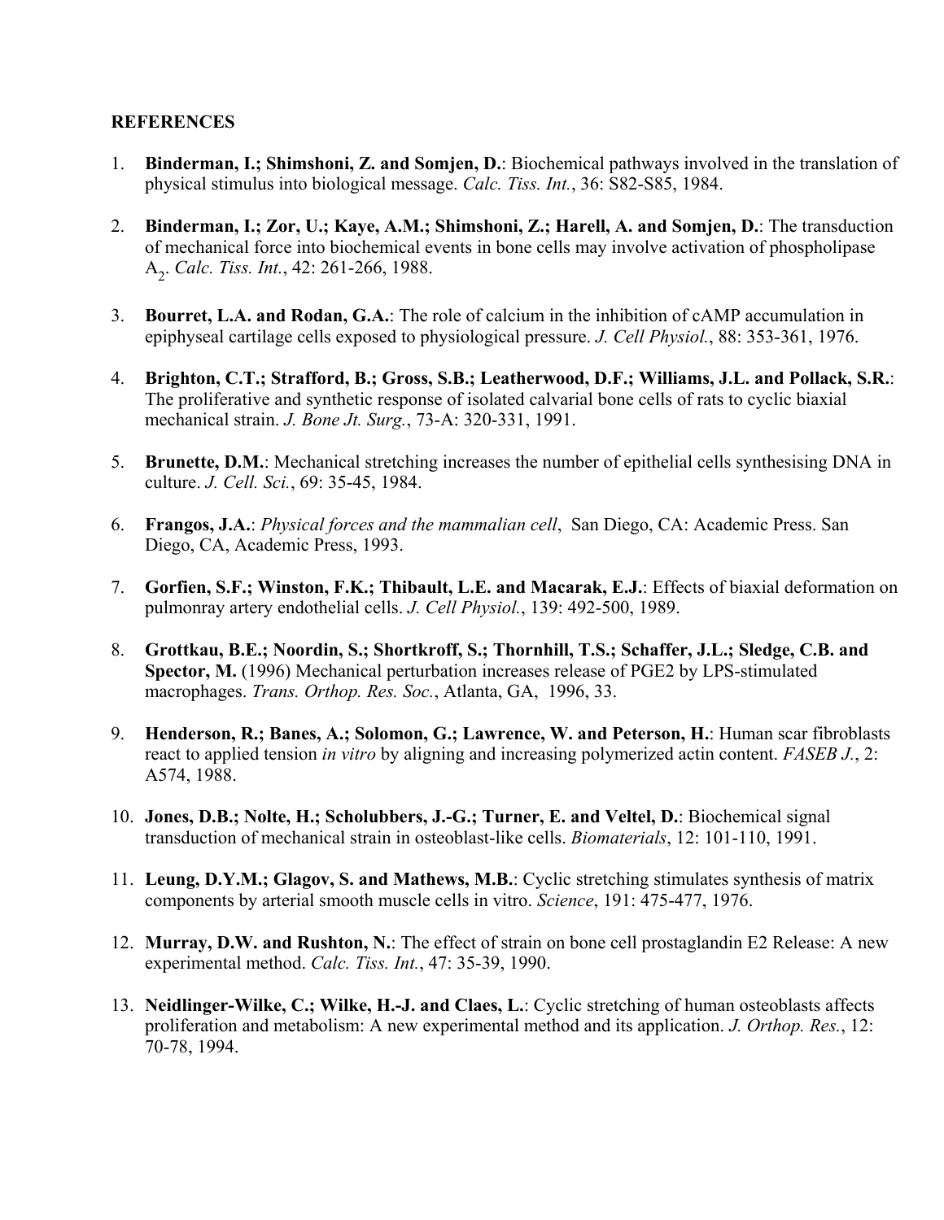**REFERENCES**

1. **Binderman, I.; Shimshoni, Z. and Somjen, D.**: Biochemical pathways involved in the translation of physical stimulus into biological message. *Calc. Tiss. Int.*, 36: S82-S85, 1984.

2. **Binderman, I.; Zor, U.; Kaye, A.M.; Shimshoni, Z.; Harell, A. and Somjen, D.**: The transduction of mechanical force into biochemical events in bone cells may involve activation of phospholipase $A_2$. *Calc. Tiss. Int.*, 42: 261-266, 1988.

3. **Bourret, L.A. and Rodan, G.A.**: The role of calcium in the inhibition of cAMP accumulation in epiphyseal cartilage cells exposed to physiological pressure. *J. Cell Physiol.*, 88: 353-361, 1976.

4. **Brighton, C.T.; Strafford, B.; Gross, S.B.; Leatherwood, D.F.; Williams, J.L. and Pollack, S.R.**: The proliferative and synthetic response of isolated calvarial bone cells of rats to cyclic biaxial mechanical strain. *J. Bone Jt. Surg.*, 73-A: 320-331, 1991.

5. **Brunette, D.M.**: Mechanical stretching increases the number of epithelial cells synthesising DNA in culture. *J. Cell. Sci.*, 69: 35-45, 1984.

6. **Frangos, J.A.**: *Physical forces and the mammalian cell*, San Diego, CA: Academic Press. San Diego, CA, Academic Press, 1993.

7. **Gorfien, S.F.; Winston, F.K.; Thibault, L.E. and Macarak, E.J.**: Effects of biaxial deformation on pulmonray artery endothelial cells. *J. Cell Physiol.*, 139: 492-500, 1989.

8. **Grottkau, B.E.; Noordin, S.; Shortkroff, S.; Thornhill, T.S.; Schaffer, J.L.; Sledge, C.B. and Spector, M.** (1996) Mechanical perturbation increases release of PGE2 by LPS-stimulated macrophages. *Trans. Orthop. Res. Soc.*, Atlanta, GA, 1996, 33.

9. **Henderson, R.; Banes, A.; Solomon, G.; Lawrence, W. and Peterson, H.**: Human scar fibroblasts react to applied tension *in vitro* by aligning and increasing polymerized actin content. *FASEB J.*, 2: A574, 1988.

10. **Jones, D.B.; Nolte, H.; Scholubbers, J.-G.; Turner, E. and Veltel, D.**: Biochemical signal transduction of mechanical strain in osteoblast-like cells. *Biomaterials*, 12: 101-110, 1991.

11. **Leung, D.Y.M.; Glagov, S. and Mathews, M.B.**: Cyclic stretching stimulates synthesis of matrix components by arterial smooth muscle cells in vitro. *Science*, 191: 475-477, 1976.

12. **Murray, D.W. and Rushton, N.**: The effect of strain on bone cell prostaglandin E2 Release: A new experimental method. *Calc. Tiss. Int.*, 47: 35-39, 1990.

13. **Neidlinger-Wilke, C.; Wilke, H.-J. and Claes, L.**: Cyclic stretching of human osteoblasts affects proliferation and metabolism: A new experimental method and its application. *J. Orthop. Res.*, 12: 70-78, 1994.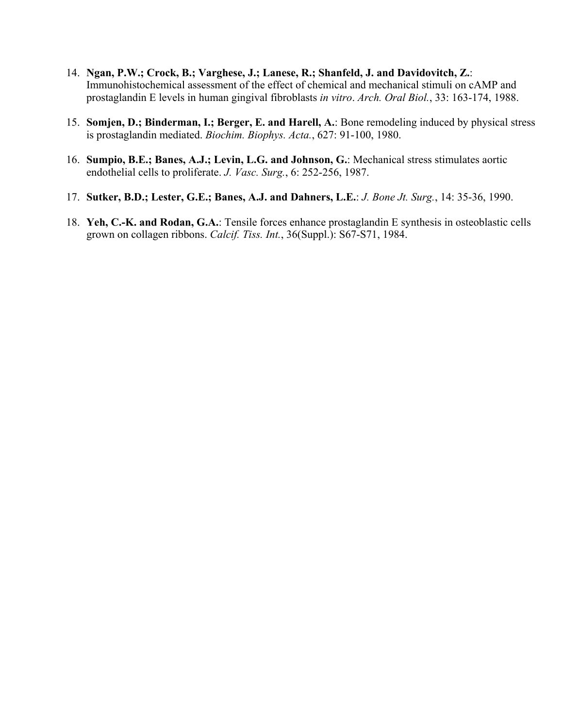14. **Ngan, P.W.; Crock, B.; Varghese, J.; Lanese, R.; Shanfeld, J. and Davidovitch, Z.**: Immunohistochemical assessment of the effect of chemical and mechanical stimuli on cAMP and prostaglandin E levels in human gingival fibroblasts *in vitro*. *Arch. Oral Biol.*, 33: 163-174, 1988.

15. **Somjen, D.; Binderman, I.; Berger, E. and Harell, A.**: Bone remodeling induced by physical stress is prostaglandin mediated. *Biochim. Biophys. Acta.*, 627: 91-100, 1980.

16. **Sumpio, B.E.; Banes, A.J.; Levin, L.G. and Johnson, G.**: Mechanical stress stimulates aortic endothelial cells to proliferate. *J. Vasc. Surg.*, 6: 252-256, 1987.

17. **Sutker, B.D.; Lester, G.E.; Banes, A.J. and Dahners, L.E.**: *J. Bone Jt. Surg.*, 14: 35-36, 1990.

18. **Yeh, C.-K. and Rodan, G.A.**: Tensile forces enhance prostaglandin E synthesis in osteoblastic cells grown on collagen ribbons. *Calcif. Tiss. Int.*, 36(Suppl.): S67-S71, 1984.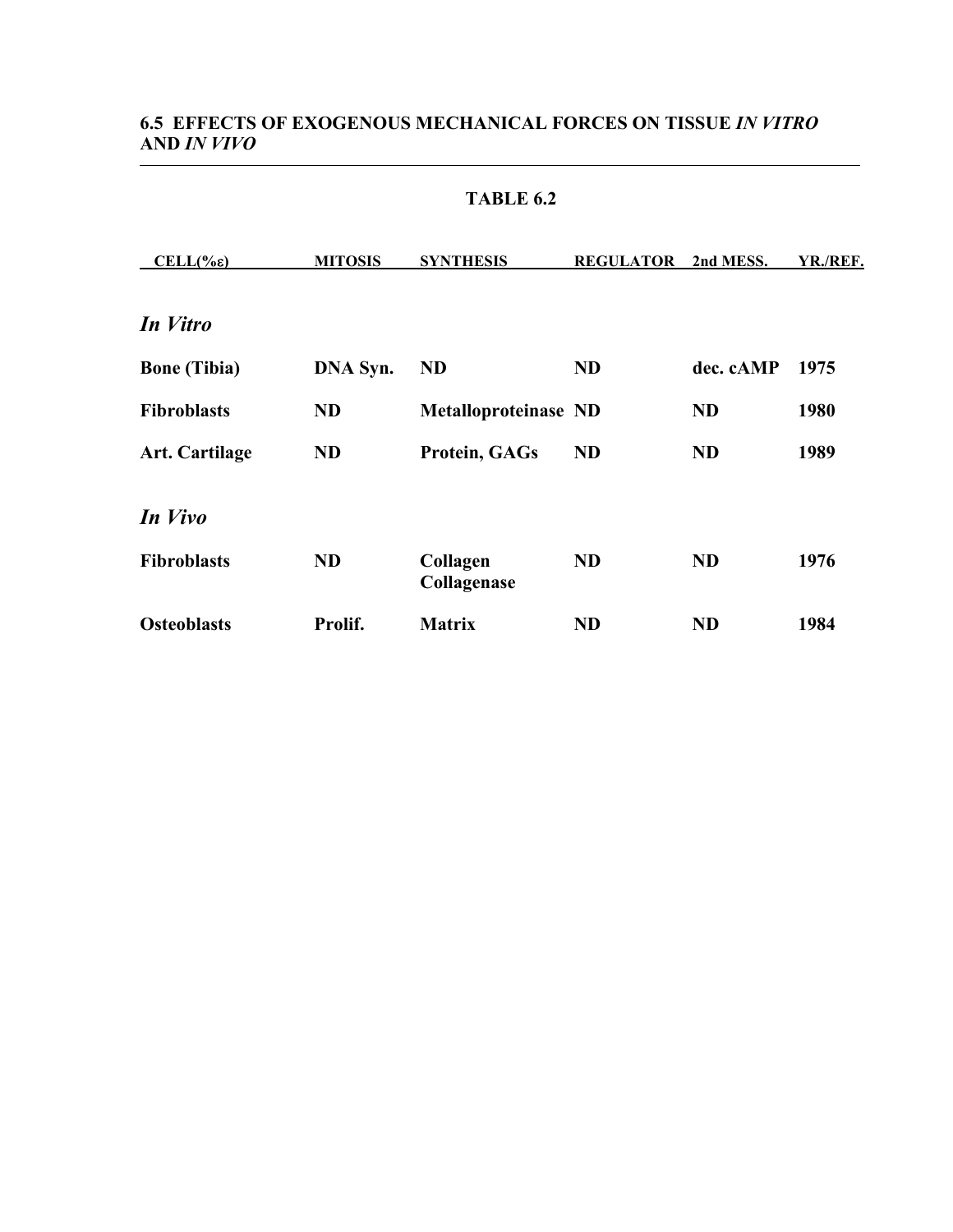### 6.5 EFFECTS OF EXOGENOUS MECHANICAL FORCES ON TISSUE *IN VITRO* AND *IN VIVO*

**TABLE 6.2**

| CELL(%ε) | MITOSIS | SYNTHESIS | REGULATOR | 2nd MESS. | YR./REF. |
|---|---|---|---|---|---|
| ***In Vitro*** | | | | | |
| **Bone (Tibia)** | **DNA Syn.** | **ND** | **ND** | **dec. cAMP** | **1975** |
| **Fibroblasts** | **ND** | **Metalloproteinase** | **ND** | **ND** | **1980** |
| **Art. Cartilage** | **ND** | **Protein, GAGs** | **ND** | **ND** | **1989** |
| ***In Vivo*** | | | | | |
| **Fibroblasts** | **ND** | **Collagen Collagenase** | **ND** | **ND** | **1976** |
| **Osteoblasts** | **Prolif.** | **Matrix** | **ND** | **ND** | **1984** |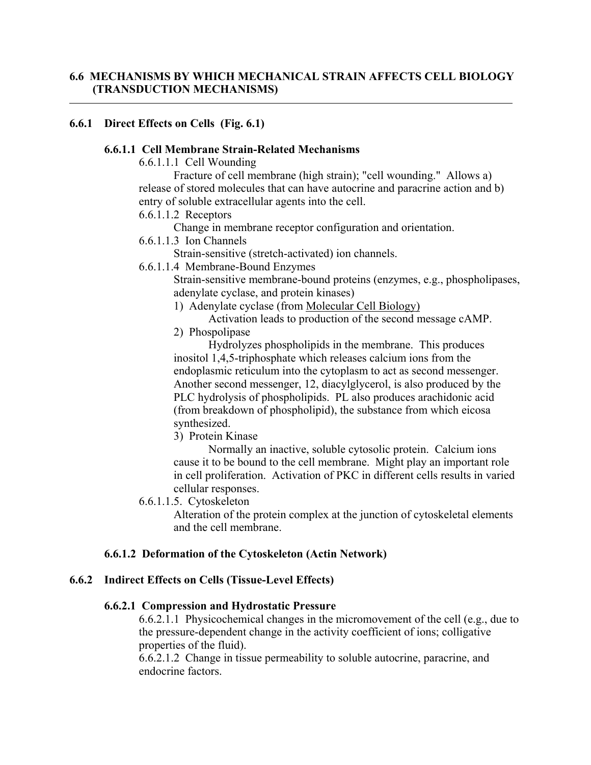## 6.6 MECHANISMS BY WHICH MECHANICAL STRAIN AFFECTS CELL BIOLOGY (TRANSDUCTION MECHANISMS)

---

### 6.6.1 Direct Effects on Cells (Fig. 6.1)

#### 6.6.1.1 Cell Membrane Strain-Related Mechanisms

6.6.1.1.1 Cell Wounding

Fracture of cell membrane (high strain); "cell wounding." Allows a) release of stored molecules that can have autocrine and paracrine action and b) entry of soluble extracellular agents into the cell.

6.6.1.1.2 Receptors

Change in membrane receptor configuration and orientation.

6.6.1.1.3 Ion Channels

Strain-sensitive (stretch-activated) ion channels.

6.6.1.1.4 Membrane-Bound Enzymes

Strain-sensitive membrane-bound proteins (enzymes, e.g., phospholipases, adenylate cyclase, and protein kinases)

1) Adenylate cyclase (from Molecular Cell Biology)

Activation leads to production of the second message cAMP.

2) Phospolipase

Hydrolyzes phospholipids in the membrane. This produces inositol 1,4,5-triphosphate which releases calcium ions from the endoplasmic reticulum into the cytoplasm to act as second messenger. Another second messenger, 12, diacylglycerol, is also produced by the PLC hydrolysis of phospholipids. PL also produces arachidonic acid (from breakdown of phospholipid), the substance from which eicosa synthesized.

3) Protein Kinase

Normally an inactive, soluble cytosolic protein. Calcium ions cause it to be bound to the cell membrane. Might play an important role in cell proliferation. Activation of PKC in different cells results in varied cellular responses.

6.6.1.1.5. Cytoskeleton

Alteration of the protein complex at the junction of cytoskeletal elements and the cell membrane.

#### 6.6.1.2 Deformation of the Cytoskeleton (Actin Network)

### 6.6.2 Indirect Effects on Cells (Tissue-Level Effects)

#### 6.6.2.1 Compression and Hydrostatic Pressure

6.6.2.1.1 Physicochemical changes in the micromovement of the cell (e.g., due to the pressure-dependent change in the activity coefficient of ions; colligative properties of the fluid).

6.6.2.1.2 Change in tissue permeability to soluble autocrine, paracrine, and endocrine factors.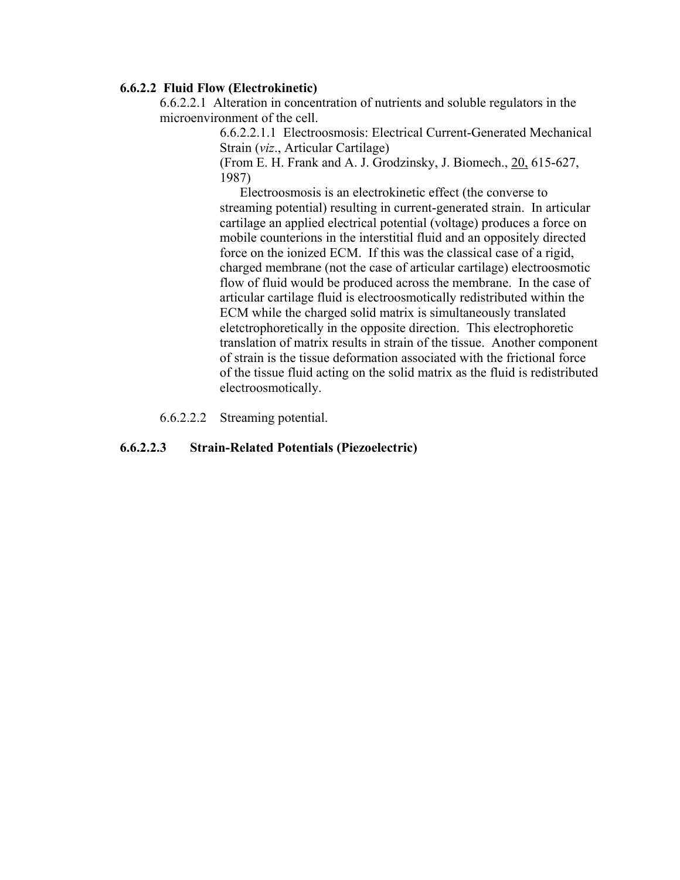**6.6.2.2 Fluid Flow (Electrokinetic)**

6.6.2.2.1 Alteration in concentration of nutrients and soluble regulators in the microenvironment of the cell.

6.6.2.2.1.1 Electroosmosis: Electrical Current-Generated Mechanical Strain (*viz*., Articular Cartilage)

(From E. H. Frank and A. J. Grodzinsky, J. Biomech., 20, 615-627, 1987)

Electroosmosis is an electrokinetic effect (the converse to streaming potential) resulting in current-generated strain. In articular cartilage an applied electrical potential (voltage) produces a force on mobile counterions in the interstitial fluid and an oppositely directed force on the ionized ECM. If this was the classical case of a rigid, charged membrane (not the case of articular cartilage) electroosmotic flow of fluid would be produced across the membrane. In the case of articular cartilage fluid is electroosmotically redistributed within the ECM while the charged solid matrix is simultaneously translated eletctrophoretically in the opposite direction. This electrophoretic translation of matrix results in strain of the tissue. Another component of strain is the tissue deformation associated with the frictional force of the tissue fluid acting on the solid matrix as the fluid is redistributed electroosmotically.

6.6.2.2.2 Streaming potential.

**6.6.2.2.3 Strain-Related Potentials (Piezoelectric)**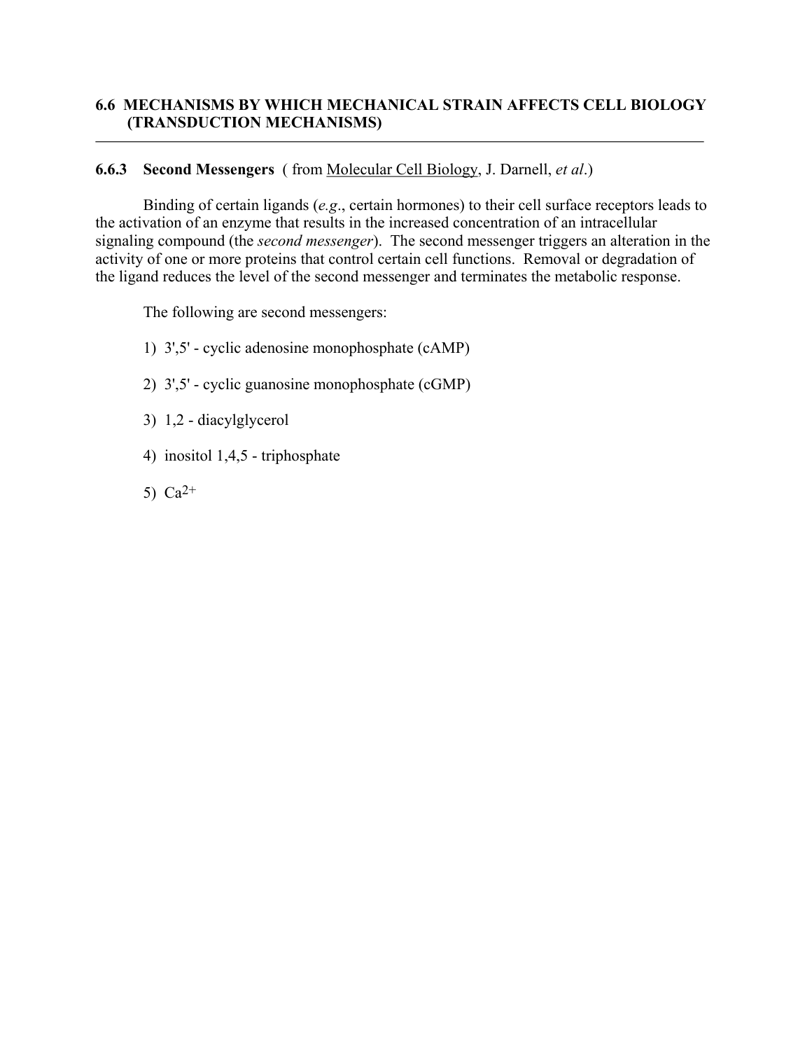## 6.6 MECHANISMS BY WHICH MECHANICAL STRAIN AFFECTS CELL BIOLOGY (TRANSDUCTION MECHANISMS)

---

### 6.6.3 Second Messengers ( from Molecular Cell Biology, J. Darnell, *et al*.)

Binding of certain ligands (*e.g*., certain hormones) to their cell surface receptors leads to the activation of an enzyme that results in the increased concentration of an intracellular signaling compound (the *second messenger*). The second messenger triggers an alteration in the activity of one or more proteins that control certain cell functions. Removal or degradation of the ligand reduces the level of the second messenger and terminates the metabolic response.

The following are second messengers:

1) 3',5' - cyclic adenosine monophosphate (cAMP)

2) 3',5' - cyclic guanosine monophosphate (cGMP)

3) 1,2 - diacylglycerol

4) inositol 1,4,5 - triphosphate

5) $Ca^{2+}$